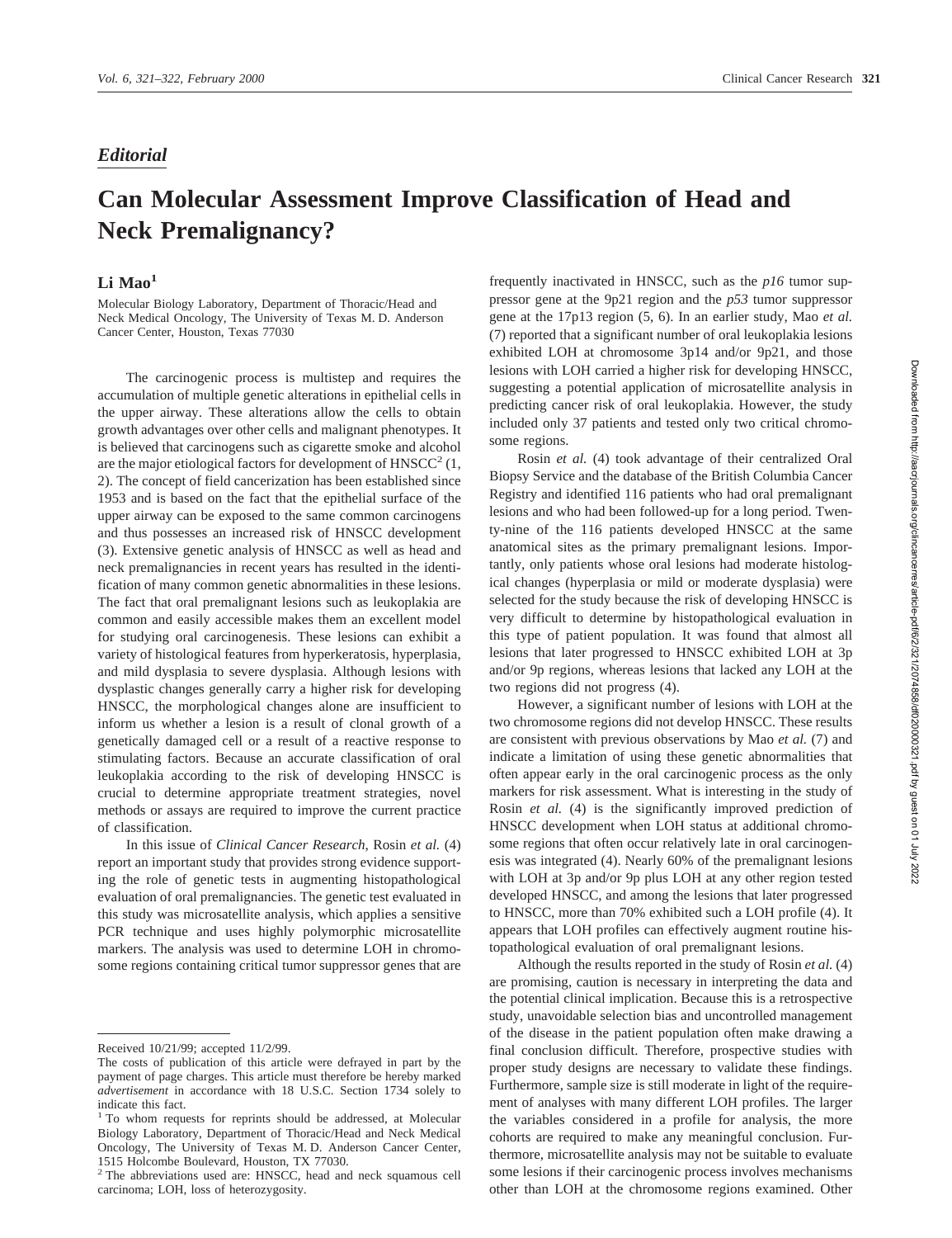*Editorial*

# Can Molecular Assessment Improve Classification of Head and Neck Premalignancy?

**Li Mao**[1]

Molecular Biology Laboratory, Department of Thoracic/Head and Neck Medical Oncology, The University of Texas M. D. Anderson Cancer Center, Houston, Texas 77030

The carcinogenic process is multistep and requires the accumulation of multiple genetic alterations in epithelial cells in the upper airway. These alterations allow the cells to obtain growth advantages over other cells and malignant phenotypes. It is believed that carcinogens such as cigarette smoke and alcohol are the major etiological factors for development of HNSCC[2] (1, 2). The concept of field cancerization has been established since 1953 and is based on the fact that the epithelial surface of the upper airway can be exposed to the same common carcinogens and thus possesses an increased risk of HNSCC development (3). Extensive genetic analysis of HNSCC as well as head and neck premalignancies in recent years has resulted in the identification of many common genetic abnormalities in these lesions. The fact that oral premalignant lesions such as leukoplakia are common and easily accessible makes them an excellent model for studying oral carcinogenesis. These lesions can exhibit a variety of histological features from hyperkeratosis, hyperplasia, and mild dysplasia to severe dysplasia. Although lesions with dysplastic changes generally carry a higher risk for developing HNSCC, the morphological changes alone are insufficient to inform us whether a lesion is a result of clonal growth of a genetically damaged cell or a result of a reactive response to stimulating factors. Because an accurate classification of oral leukoplakia according to the risk of developing HNSCC is crucial to determine appropriate treatment strategies, novel methods or assays are required to improve the current practice of classification.

In this issue of *Clinical Cancer Research,* Rosin *et al.* (4) report an important study that provides strong evidence supporting the role of genetic tests in augmenting histopathological evaluation of oral premalignancies. The genetic test evaluated in this study was microsatellite analysis, which applies a sensitive PCR technique and uses highly polymorphic microsatellite markers. The analysis was used to determine LOH in chromosome regions containing critical tumor suppressor genes that are frequently inactivated in HNSCC, such as the *p16* tumor suppressor gene at the 9p21 region and the *p53* tumor suppressor gene at the 17p13 region (5, 6). In an earlier study, Mao *et al.* (7) reported that a significant number of oral leukoplakia lesions exhibited LOH at chromosome 3p14 and/or 9p21, and those lesions with LOH carried a higher risk for developing HNSCC, suggesting a potential application of microsatellite analysis in predicting cancer risk of oral leukoplakia. However, the study included only 37 patients and tested only two critical chromosome regions.

Rosin *et al.* (4) took advantage of their centralized Oral Biopsy Service and the database of the British Columbia Cancer Registry and identified 116 patients who had oral premalignant lesions and who had been followed-up for a long period. Twenty-nine of the 116 patients developed HNSCC at the same anatomical sites as the primary premalignant lesions. Importantly, only patients whose oral lesions had moderate histological changes (hyperplasia or mild or moderate dysplasia) were selected for the study because the risk of developing HNSCC is very difficult to determine by histopathological evaluation in this type of patient population. It was found that almost all lesions that later progressed to HNSCC exhibited LOH at 3p and/or 9p regions, whereas lesions that lacked any LOH at the two regions did not progress (4).

However, a significant number of lesions with LOH at the two chromosome regions did not develop HNSCC. These results are consistent with previous observations by Mao *et al.* (7) and indicate a limitation of using these genetic abnormalities that often appear early in the oral carcinogenic process as the only markers for risk assessment. What is interesting in the study of Rosin *et al.* (4) is the significantly improved prediction of HNSCC development when LOH status at additional chromosome regions that often occur relatively late in oral carcinogenesis was integrated (4). Nearly 60% of the premalignant lesions with LOH at 3p and/or 9p plus LOH at any other region tested developed HNSCC, and among the lesions that later progressed to HNSCC, more than 70% exhibited such a LOH profile (4). It appears that LOH profiles can effectively augment routine histopathological evaluation of oral premalignant lesions.

Although the results reported in the study of Rosin *et al.* (4) are promising, caution is necessary in interpreting the data and the potential clinical implication. Because this is a retrospective study, unavoidable selection bias and uncontrolled management of the disease in the patient population often make drawing a final conclusion difficult. Therefore, prospective studies with proper study designs are necessary to validate these findings. Furthermore, sample size is still moderate in light of the requirement of analyses with many different LOH profiles. The larger the variables considered in a profile for analysis, the more cohorts are required to make any meaningful conclusion. Furthermore, microsatellite analysis may not be suitable to evaluate some lesions if their carcinogenic process involves mechanisms other than LOH at the chromosome regions examined. Other

---

Received 10/21/99; accepted 11/2/99.

The costs of publication of this article were defrayed in part by the payment of page charges. This article must therefore be hereby marked *advertisement* in accordance with 18 U.S.C. Section 1734 solely to indicate this fact.

[1] To whom requests for reprints should be addressed, at Molecular Biology Laboratory, Department of Thoracic/Head and Neck Medical Oncology, The University of Texas M. D. Anderson Cancer Center, 1515 Holcombe Boulevard, Houston, TX 77030.

[2] The abbreviations used are: HNSCC, head and neck squamous cell carcinoma; LOH, loss of heterozygosity.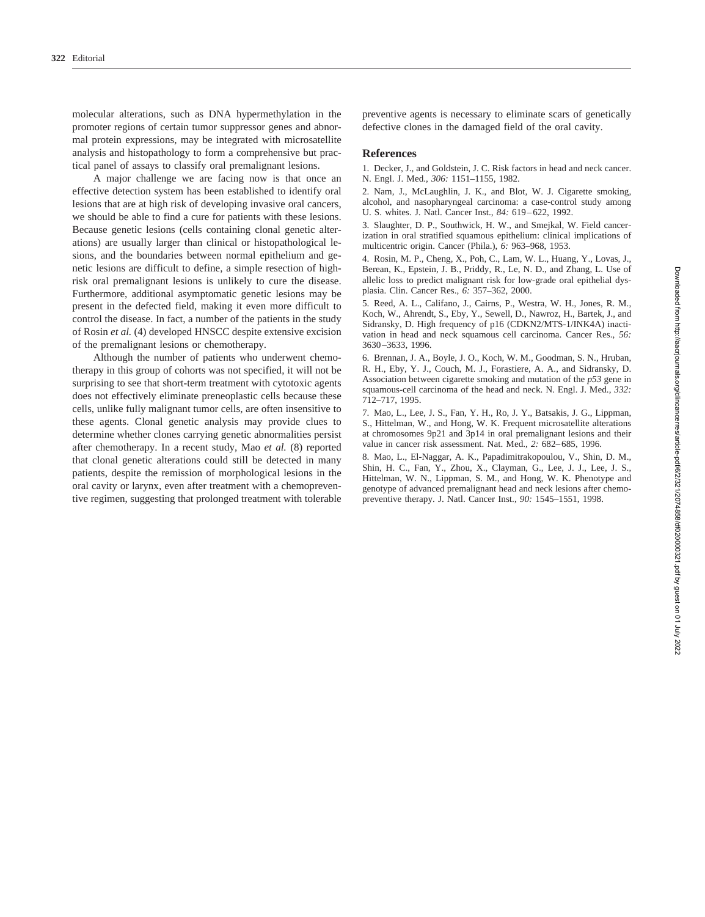molecular alterations, such as DNA hypermethylation in the promoter regions of certain tumor suppressor genes and abnormal protein expressions, may be integrated with microsatellite analysis and histopathology to form a comprehensive but practical panel of assays to classify oral premalignant lesions.

A major challenge we are facing now is that once an effective detection system has been established to identify oral lesions that are at high risk of developing invasive oral cancers, we should be able to find a cure for patients with these lesions. Because genetic lesions (cells containing clonal genetic alterations) are usually larger than clinical or histopathological lesions, and the boundaries between normal epithelium and genetic lesions are difficult to define, a simple resection of high-risk oral premalignant lesions is unlikely to cure the disease. Furthermore, additional asymptomatic genetic lesions may be present in the defected field, making it even more difficult to control the disease. In fact, a number of the patients in the study of Rosin *et al.* (4) developed HNSCC despite extensive excision of the premalignant lesions or chemotherapy.

Although the number of patients who underwent chemotherapy in this group of cohorts was not specified, it will not be surprising to see that short-term treatment with cytotoxic agents does not effectively eliminate preneoplastic cells because these cells, unlike fully malignant tumor cells, are often insensitive to these agents. Clonal genetic analysis may provide clues to determine whether clones carrying genetic abnormalities persist after chemotherapy. In a recent study, Mao *et al.* (8) reported that clonal genetic alterations could still be detected in many patients, despite the remission of morphological lesions in the oral cavity or larynx, even after treatment with a chemopreventive regimen, suggesting that prolonged treatment with tolerable preventive agents is necessary to eliminate scars of genetically defective clones in the damaged field of the oral cavity.

## References

1. Decker, J., and Goldstein, J. C. Risk factors in head and neck cancer. N. Engl. J. Med., *306:* 1151–1155, 1982.

2. Nam, J., McLaughlin, J. K., and Blot, W. J. Cigarette smoking, alcohol, and nasopharyngeal carcinoma: a case-control study among U. S. whites. J. Natl. Cancer Inst., *84:* 619–622, 1992.

3. Slaughter, D. P., Southwick, H. W., and Smejkal, W. Field cancerization in oral stratified squamous epithelium: clinical implications of multicentric origin. Cancer (Phila.), *6:* 963–968, 1953.

4. Rosin, M. P., Cheng, X., Poh, C., Lam, W. L., Huang, Y., Lovas, J., Berean, K., Epstein, J. B., Priddy, R., Le, N. D., and Zhang, L. Use of allelic loss to predict malignant risk for low-grade oral epithelial dysplasia. Clin. Cancer Res., *6:* 357–362, 2000.

5. Reed, A. L., Califano, J., Cairns, P., Westra, W. H., Jones, R. M., Koch, W., Ahrendt, S., Eby, Y., Sewell, D., Nawroz, H., Bartek, J., and Sidransky, D. High frequency of p16 (CDKN2/MTS-1/INK4A) inactivation in head and neck squamous cell carcinoma. Cancer Res., *56:* 3630–3633, 1996.

6. Brennan, J. A., Boyle, J. O., Koch, W. M., Goodman, S. N., Hruban, R. H., Eby, Y. J., Couch, M. J., Forastiere, A. A., and Sidransky, D. Association between cigarette smoking and mutation of the *p53* gene in squamous-cell carcinoma of the head and neck. N. Engl. J. Med., *332:* 712–717, 1995.

7. Mao, L., Lee, J. S., Fan, Y. H., Ro, J. Y., Batsakis, J. G., Lippman, S., Hittelman, W., and Hong, W. K. Frequent microsatellite alterations at chromosomes 9p21 and 3p14 in oral premalignant lesions and their value in cancer risk assessment. Nat. Med., *2:* 682–685, 1996.

8. Mao, L., El-Naggar, A. K., Papadimitrakopoulou, V., Shin, D. M., Shin, H. C., Fan, Y., Zhou, X., Clayman, G., Lee, J. J., Lee, J. S., Hittelman, W. N., Lippman, S. M., and Hong, W. K. Phenotype and genotype of advanced premalignant head and neck lesions after chemopreventive therapy. J. Natl. Cancer Inst., *90:* 1545–1551, 1998.